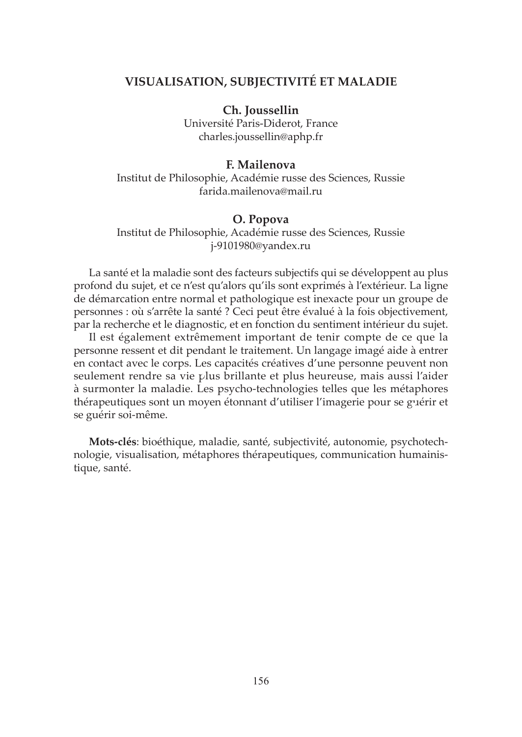# VISUALISATION, SUBJECTIVITÉ ET MALADIE

**Ch. Joussellin**
Université Paris-Diderot, France
charles.joussellin@aphp.fr

**F. Mailenova**
Institut de Philosophie, Académie russe des Sciences, Russie
farida.mailenova@mail.ru

**O. Popova**
Institut de Philosophie, Académie russe des Sciences, Russie
j-9101980@yandex.ru

La santé et la maladie sont des facteurs subjectifs qui se développent au plus profond du sujet, et ce n'est qu'alors qu'ils sont exprimés à l'extérieur. La ligne de démarcation entre normal et pathologique est inexacte pour un groupe de personnes : où s'arrête la santé ? Ceci peut être évalué à la fois objectivement, par la recherche et le diagnostic, et en fonction du sentiment intérieur du sujet.

Il est également extrêmement important de tenir compte de ce que la personne ressent et dit pendant le traitement. Un langage imagé aide à entrer en contact avec le corps. Les capacités créatives d'une personne peuvent non seulement rendre sa vie plus brillante et plus heureuse, mais aussi l'aider à surmonter la maladie. Les psycho-technologies telles que les métaphores thérapeutiques sont un moyen étonnant d'utiliser l'imagerie pour se guérir et se guérir soi-même.

**Mots-clés**: bioéthique, maladie, santé, subjectivité, autonomie, psychotechnologie, visualisation, métaphores thérapeutiques, communication humainistique, santé.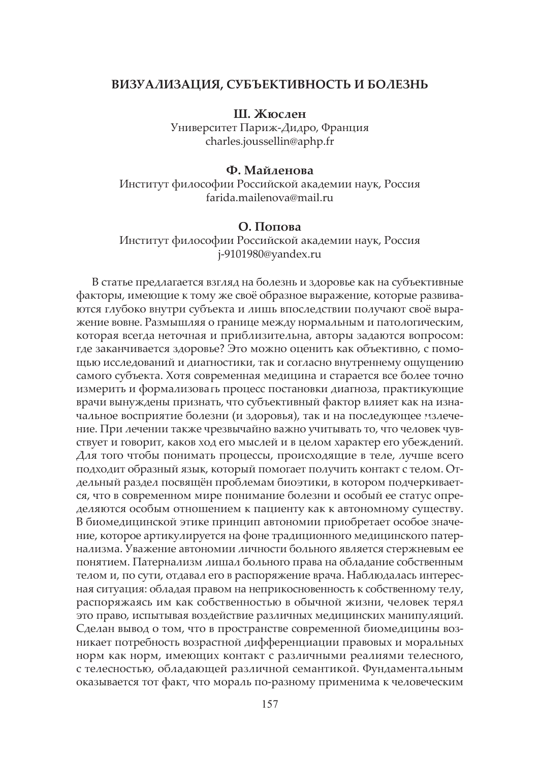## ВИЗУАЛИЗАЦИЯ, СУБЪЕКТИВНОСТЬ И БОЛЕЗНЬ

**Ш. Жюслен**
Университет Париж-Дидро, Франция
charles.joussellin@aphp.fr

**Ф. Майленова**
Институт философии Российской академии наук, Россия
farida.mailenova@mail.ru

**О. Попова**
Институт философии Российской академии наук, Россия
j-9101980@yandex.ru

В статье предлагается взгляд на болезнь и здоровье как на субъективные факторы, имеющие к тому же своё образное выражение, которые развиваются глубоко внутри субъекта и лишь впоследствии получают своё выражение вовне. Размышляя о границе между нормальным и патологическим, которая всегда неточная и приблизительна, авторы задаются вопросом: где заканчивается здоровье? Это можно оценить как объективно, с помощью исследований и диагностики, так и согласно внутреннему ощущению самого субъекта. Хотя современная медицина и старается все более точно измерить и формализовать процесс постановки диагноза, практикующие врачи вынуждены признать, что субъективный фактор влияет как на изначальное восприятие болезни (и здоровья), так и на последующее излечение. При лечении также чрезвычайно важно учитывать то, что человек чувствует и говорит, каков ход его мыслей и в целом характер его убеждений. Для того чтобы понимать процессы, происходящие в теле, лучше всего подходит образный язык, который помогает получить контакт с телом. Отдельный раздел посвящён проблемам биоэтики, в котором подчеркивается, что в современном мире понимание болезни и особый ее статус определяются особым отношением к пациенту как к автономному существу. В биомедицинской этике принцип автономии приобретает особое значение, которое артикулируется на фоне традиционного медицинского патернализма. Уважение автономии личности больного является стержневым ее понятием. Патернализм лишал больного права на обладание собственным телом и, по сути, отдавал его в распоряжение врача. Наблюдалась интересная ситуация: обладая правом на неприкосновенность к собственному телу, распоряжаясь им как собственностью в обычной жизни, человек терял это право, испытывая воздействие различных медицинских манипуляций. Сделан вывод о том, что в пространстве современной биомедицины возникает потребность возрастной дифференциации правовых и моральных норм как норм, имеющих контакт с различными реалиями телесного, с телесностью, обладающей различной семантикой. Фундаментальным оказывается тот факт, что мораль по-разному применима к человеческим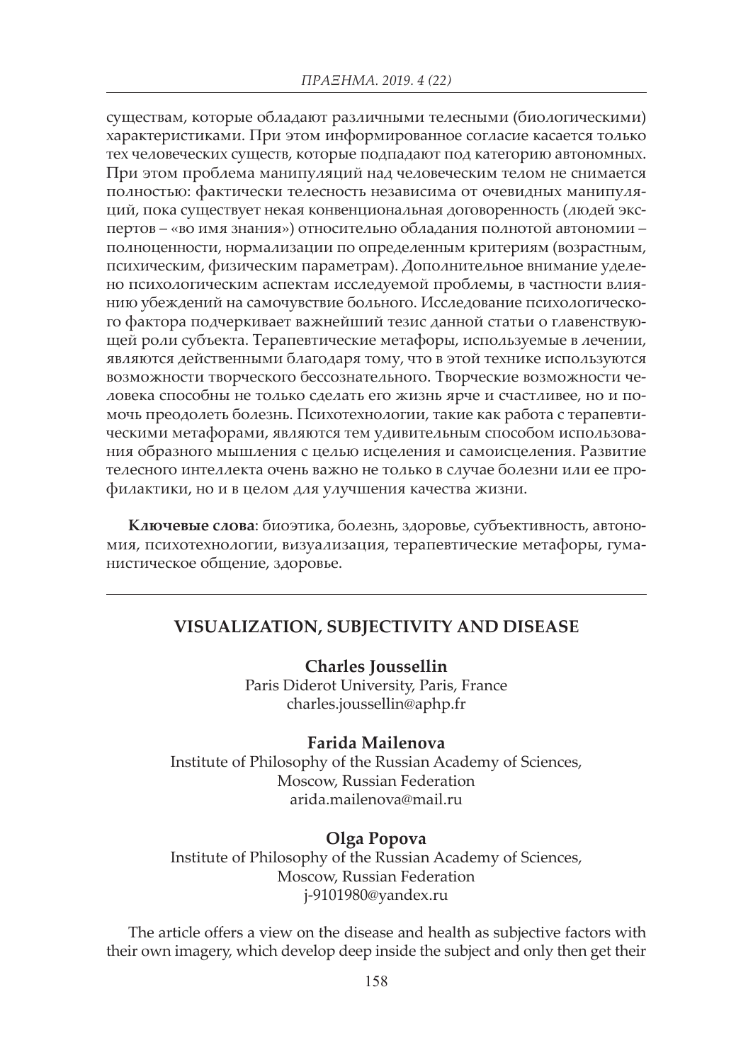существам, которые обладают различными телесными (биологическими) характеристиками. При этом информированное согласие касается только тех человеческих существ, которые подпадают под категорию автономных. При этом проблема манипуляций над человеческим телом не снимается полностью: фактически телесность независима от очевидных манипуляций, пока существует некая конвенциональная договоренность (людей экспертов – «во имя знания») относительно обладания полнотой автономии – полноценности, нормализации по определенным критериям (возрастным, психическим, физическим параметрам). Дополнительное внимание уделено психологическим аспектам исследуемой проблемы, в частности влиянию убеждений на самочувствие больного. Исследование психологического фактора подчеркивает важнейший тезис данной статьи о главенствующей роли субъекта. Терапевтические метафоры, используемые в лечении, являются действенными благодаря тому, что в этой технике используются возможности творческого бессознательного. Творческие возможности человека способны не только сделать его жизнь ярче и счастливее, но и помочь преодолеть болезнь. Психотехнологии, такие как работа с терапевтическими метафорами, являются тем удивительным способом использования образного мышления с целью исцеления и самоисцеления. Развитие телесного интеллекта очень важно не только в случае болезни или ее профилактики, но и в целом для улучшения качества жизни.

**Ключевые слова**: биоэтика, болезнь, здоровье, субъективность, автономия, психотехнологии, визуализация, терапевтические метафоры, гуманистическое общение, здоровье.

---

## VISUALIZATION, SUBJECTIVITY AND DISEASE

**Charles Joussellin**
Paris Diderot University, Paris, France
charles.joussellin@aphp.fr

**Farida Mailenova**
Institute of Philosophy of the Russian Academy of Sciences,
Moscow, Russian Federation
arida.mailenova@mail.ru

**Olga Popova**
Institute of Philosophy of the Russian Academy of Sciences,
Moscow, Russian Federation
j-9101980@yandex.ru

The article offers a view on the disease and health as subjective factors with their own imagery, which develop deep inside the subject and only then get their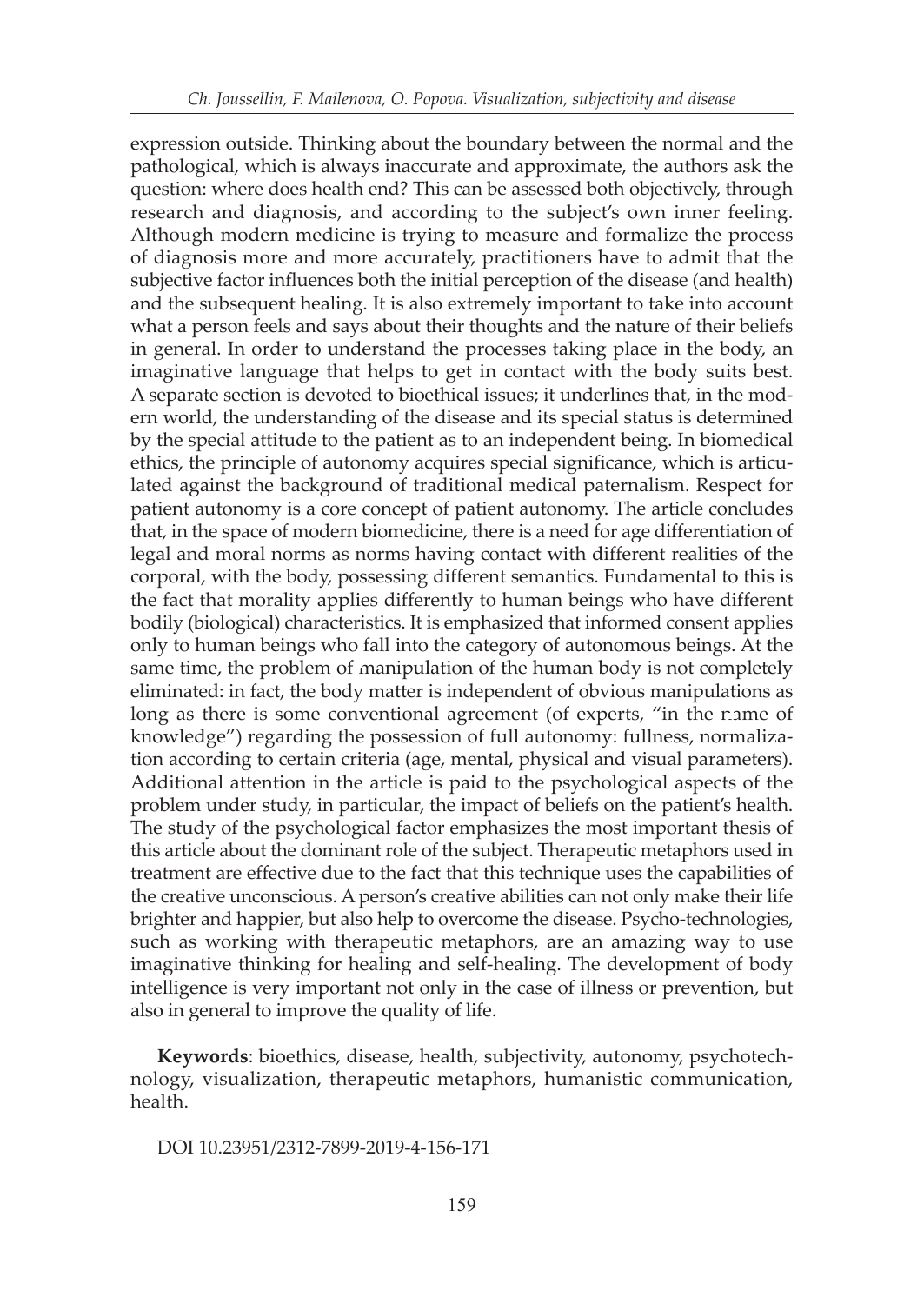expression outside. Thinking about the boundary between the normal and the pathological, which is always inaccurate and approximate, the authors ask the question: where does health end? This can be assessed both objectively, through research and diagnosis, and according to the subject's own inner feeling. Although modern medicine is trying to measure and formalize the process of diagnosis more and more accurately, practitioners have to admit that the subjective factor influences both the initial perception of the disease (and health) and the subsequent healing. It is also extremely important to take into account what a person feels and says about their thoughts and the nature of their beliefs in general. In order to understand the processes taking place in the body, an imaginative language that helps to get in contact with the body suits best. A separate section is devoted to bioethical issues; it underlines that, in the modern world, the understanding of the disease and its special status is determined by the special attitude to the patient as to an independent being. In biomedical ethics, the principle of autonomy acquires special significance, which is articulated against the background of traditional medical paternalism. Respect for patient autonomy is a core concept of patient autonomy. The article concludes that, in the space of modern biomedicine, there is a need for age differentiation of legal and moral norms as norms having contact with different realities of the corporal, with the body, possessing different semantics. Fundamental to this is the fact that morality applies differently to human beings who have different bodily (biological) characteristics. It is emphasized that informed consent applies only to human beings who fall into the category of autonomous beings. At the same time, the problem of manipulation of the human body is not completely eliminated: in fact, the body matter is independent of obvious manipulations as long as there is some conventional agreement (of experts, "in the name of knowledge") regarding the possession of full autonomy: fullness, normalization according to certain criteria (age, mental, physical and visual parameters). Additional attention in the article is paid to the psychological aspects of the problem under study, in particular, the impact of beliefs on the patient's health. The study of the psychological factor emphasizes the most important thesis of this article about the dominant role of the subject. Therapeutic metaphors used in treatment are effective due to the fact that this technique uses the capabilities of the creative unconscious. A person's creative abilities can not only make their life brighter and happier, but also help to overcome the disease. Psycho-technologies, such as working with therapeutic metaphors, are an amazing way to use imaginative thinking for healing and self-healing. The development of body intelligence is very important not only in the case of illness or prevention, but also in general to improve the quality of life.

**Keywords**: bioethics, disease, health, subjectivity, autonomy, psychotechnology, visualization, therapeutic metaphors, humanistic communication, health.

DOI 10.23951/2312-7899-2019-4-156-171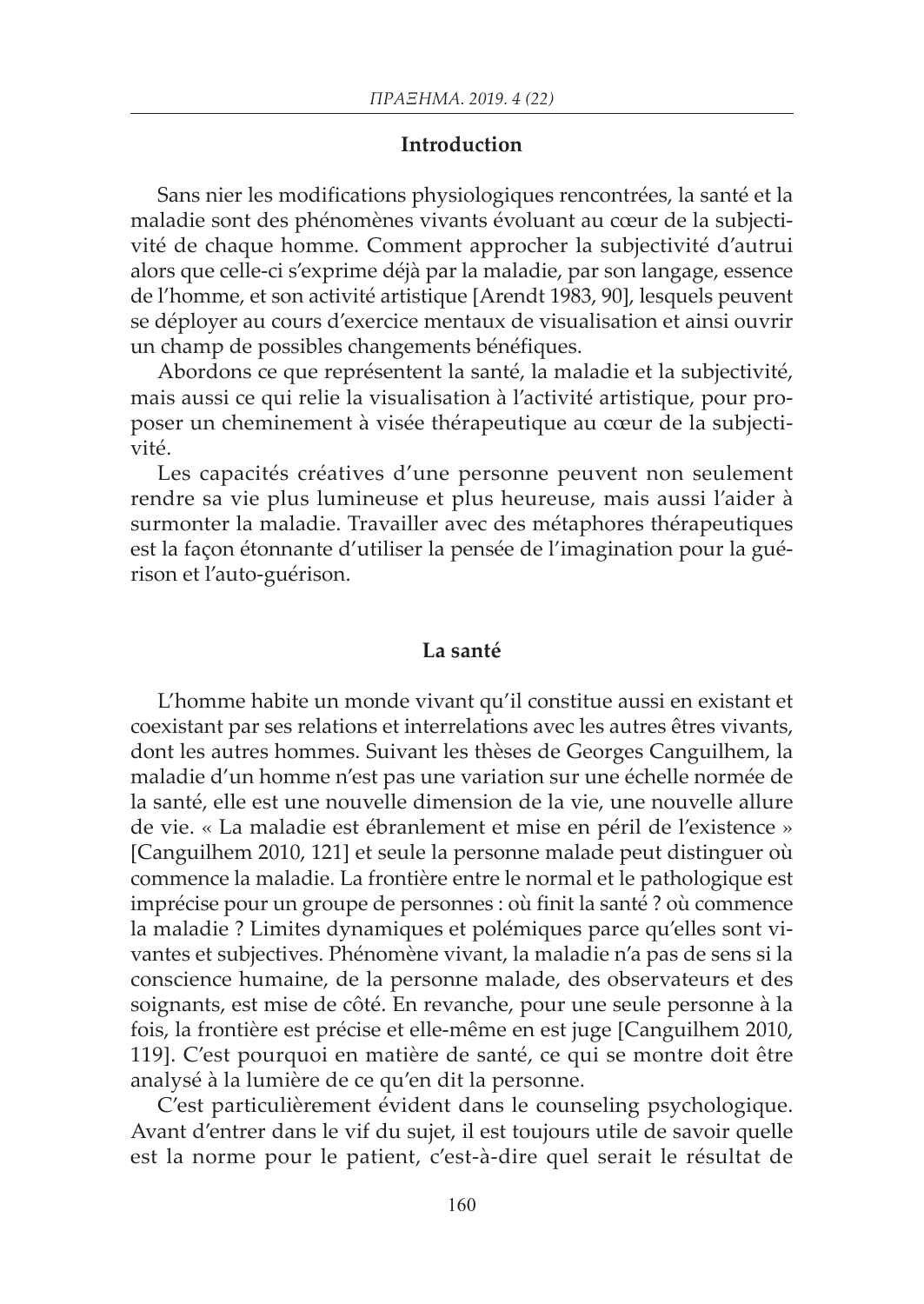## Introduction

Sans nier les modifications physiologiques rencontrées, la santé et la maladie sont des phénomènes vivants évoluant au cœur de la subjectivité de chaque homme. Comment approcher la subjectivité d'autrui alors que celle-ci s'exprime déjà par la maladie, par son langage, essence de l'homme, et son activité artistique [Arendt 1983, 90], lesquels peuvent se déployer au cours d'exercice mentaux de visualisation et ainsi ouvrir un champ de possibles changements bénéfiques.

Abordons ce que représentent la santé, la maladie et la subjectivité, mais aussi ce qui relie la visualisation à l'activité artistique, pour proposer un cheminement à visée thérapeutique au cœur de la subjectivité.

Les capacités créatives d'une personne peuvent non seulement rendre sa vie plus lumineuse et plus heureuse, mais aussi l'aider à surmonter la maladie. Travailler avec des métaphores thérapeutiques est la façon étonnante d'utiliser la pensée de l'imagination pour la guérison et l'auto-guérison.

## La santé

L'homme habite un monde vivant qu'il constitue aussi en existant et coexistant par ses relations et interrelations avec les autres êtres vivants, dont les autres hommes. Suivant les thèses de Georges Canguilhem, la maladie d'un homme n'est pas une variation sur une échelle normée de la santé, elle est une nouvelle dimension de la vie, une nouvelle allure de vie. « La maladie est ébranlement et mise en péril de l'existence » [Canguilhem 2010, 121] et seule la personne malade peut distinguer où commence la maladie. La frontière entre le normal et le pathologique est imprécise pour un groupe de personnes : où finit la santé ? où commence la maladie ? Limites dynamiques et polémiques parce qu'elles sont vivantes et subjectives. Phénomène vivant, la maladie n'a pas de sens si la conscience humaine, de la personne malade, des observateurs et des soignants, est mise de côté. En revanche, pour une seule personne à la fois, la frontière est précise et elle-même en est juge [Canguilhem 2010, 119]. C'est pourquoi en matière de santé, ce qui se montre doit être analysé à la lumière de ce qu'en dit la personne.

C'est particulièrement évident dans le counseling psychologique. Avant d'entrer dans le vif du sujet, il est toujours utile de savoir quelle est la norme pour le patient, c'est-à-dire quel serait le résultat de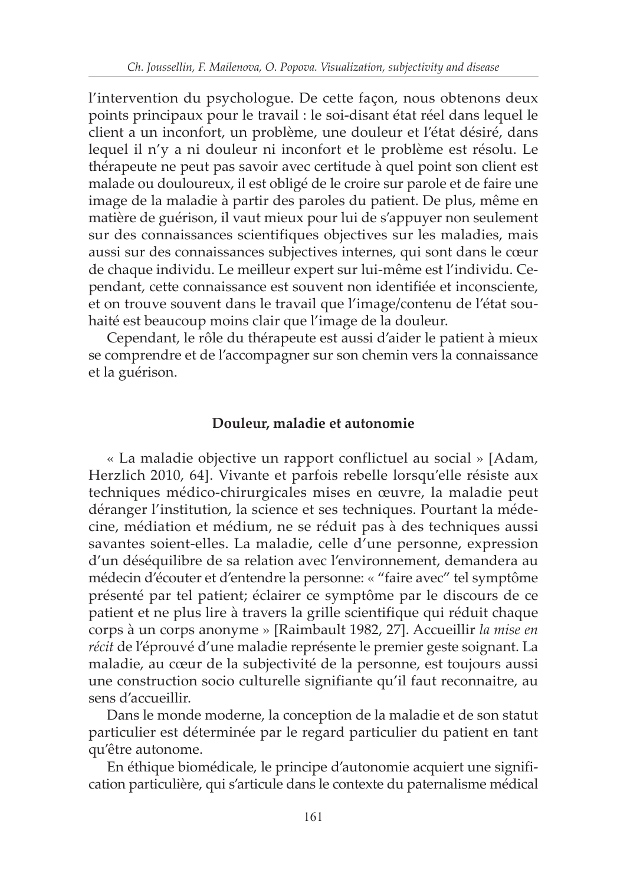l'intervention du psychologue. De cette façon, nous obtenons deux points principaux pour le travail : le soi-disant état réel dans lequel le client a un inconfort, un problème, une douleur et l'état désiré, dans lequel il n'y a ni douleur ni inconfort et le problème est résolu. Le thérapeute ne peut pas savoir avec certitude à quel point son client est malade ou douloureux, il est obligé de le croire sur parole et de faire une image de la maladie à partir des paroles du patient. De plus, même en matière de guérison, il vaut mieux pour lui de s'appuyer non seulement sur des connaissances scientifiques objectives sur les maladies, mais aussi sur des connaissances subjectives internes, qui sont dans le cœur de chaque individu. Le meilleur expert sur lui-même est l'individu. Cependant, cette connaissance est souvent non identifiée et inconsciente, et on trouve souvent dans le travail que l'image/contenu de l'état souhaité est beaucoup moins clair que l'image de la douleur.

Cependant, le rôle du thérapeute est aussi d'aider le patient à mieux se comprendre et de l'accompagner sur son chemin vers la connaissance et la guérison.

### Douleur, maladie et autonomie

« La maladie objective un rapport conflictuel au social » [Adam, Herzlich 2010, 64]. Vivante et parfois rebelle lorsqu'elle résiste aux techniques médico-chirurgicales mises en œuvre, la maladie peut déranger l'institution, la science et ses techniques. Pourtant la médecine, médiation et médium, ne se réduit pas à des techniques aussi savantes soient-elles. La maladie, celle d'une personne, expression d'un déséquilibre de sa relation avec l'environnement, demandera au médecin d'écouter et d'entendre la personne: « "faire avec" tel symptôme présenté par tel patient; éclairer ce symptôme par le discours de ce patient et ne plus lire à travers la grille scientifique qui réduit chaque corps à un corps anonyme » [Raimbault 1982, 27]. Accueillir *la mise en récit* de l'éprouvé d'une maladie représente le premier geste soignant. La maladie, au cœur de la subjectivité de la personne, est toujours aussi une construction socio culturelle signifiante qu'il faut reconnaitre, au sens d'accueillir.

Dans le monde moderne, la conception de la maladie et de son statut particulier est déterminée par le regard particulier du patient en tant qu'être autonome.

En éthique biomédicale, le principe d'autonomie acquiert une signification particulière, qui s'articule dans le contexte du paternalisme médical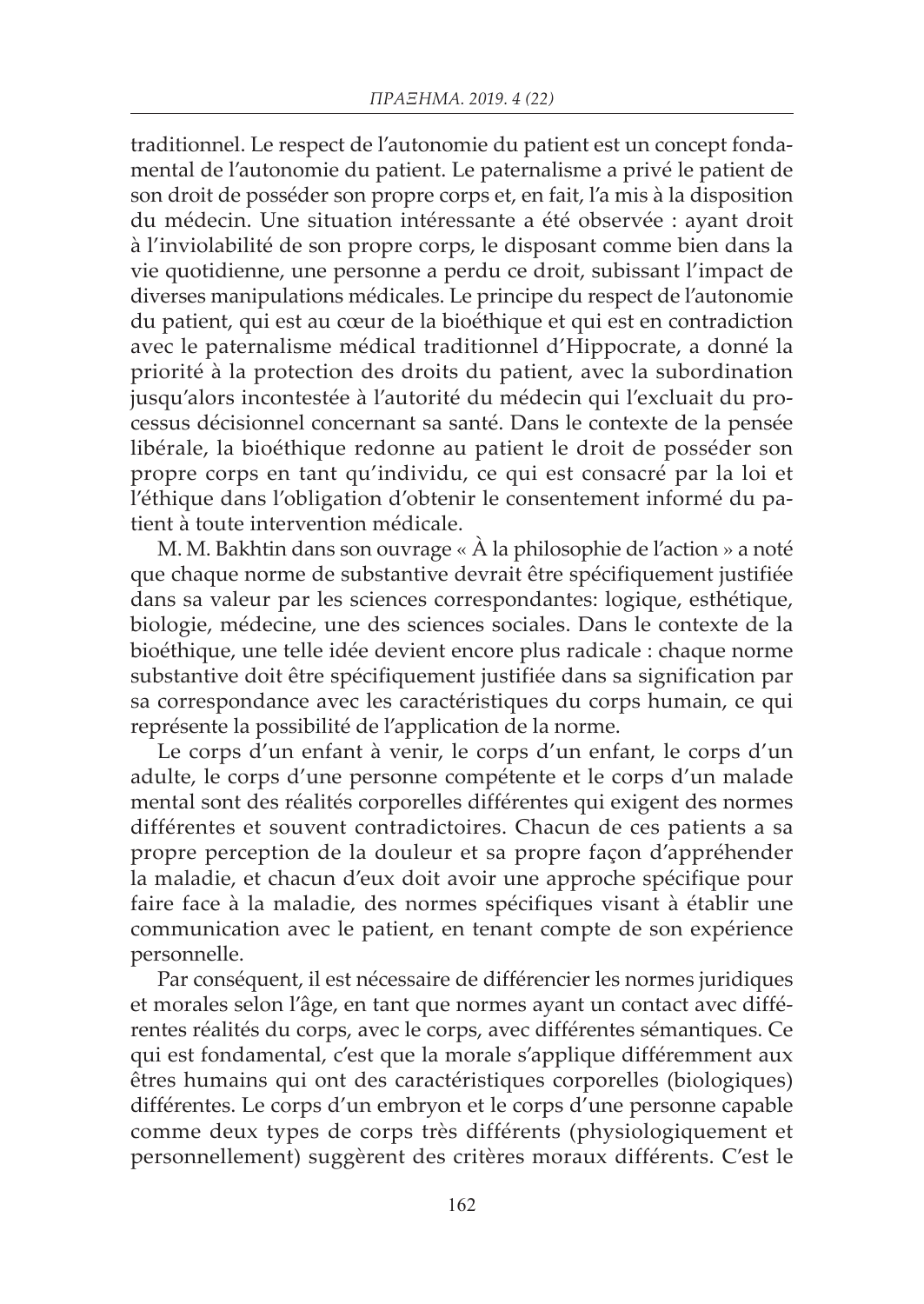traditionnel. Le respect de l'autonomie du patient est un concept fondamental de l'autonomie du patient. Le paternalisme a privé le patient de son droit de posséder son propre corps et, en fait, l'a mis à la disposition du médecin. Une situation intéressante a été observée : ayant droit à l'inviolabilité de son propre corps, le disposant comme bien dans la vie quotidienne, une personne a perdu ce droit, subissant l'impact de diverses manipulations médicales. Le principe du respect de l'autonomie du patient, qui est au cœur de la bioéthique et qui est en contradiction avec le paternalisme médical traditionnel d'Hippocrate, a donné la priorité à la protection des droits du patient, avec la subordination jusqu'alors incontestée à l'autorité du médecin qui l'excluait du processus décisionnel concernant sa santé. Dans le contexte de la pensée libérale, la bioéthique redonne au patient le droit de posséder son propre corps en tant qu'individu, ce qui est consacré par la loi et l'éthique dans l'obligation d'obtenir le consentement informé du patient à toute intervention médicale.

M. M. Bakhtin dans son ouvrage « À la philosophie de l'action » a noté que chaque norme de substantive devrait être spécifiquement justifiée dans sa valeur par les sciences correspondantes: logique, esthétique, biologie, médecine, une des sciences sociales. Dans le contexte de la bioéthique, une telle idée devient encore plus radicale : chaque norme substantive doit être spécifiquement justifiée dans sa signification par sa correspondance avec les caractéristiques du corps humain, ce qui représente la possibilité de l'application de la norme.

Le corps d'un enfant à venir, le corps d'un enfant, le corps d'un adulte, le corps d'une personne compétente et le corps d'un malade mental sont des réalités corporelles différentes qui exigent des normes différentes et souvent contradictoires. Chacun de ces patients a sa propre perception de la douleur et sa propre façon d'appréhender la maladie, et chacun d'eux doit avoir une approche spécifique pour faire face à la maladie, des normes spécifiques visant à établir une communication avec le patient, en tenant compte de son expérience personnelle.

Par conséquent, il est nécessaire de différencier les normes juridiques et morales selon l'âge, en tant que normes ayant un contact avec différentes réalités du corps, avec le corps, avec différentes sémantiques. Ce qui est fondamental, c'est que la morale s'applique différemment aux êtres humains qui ont des caractéristiques corporelles (biologiques) différentes. Le corps d'un embryon et le corps d'une personne capable comme deux types de corps très différents (physiologiquement et personnellement) suggèrent des critères moraux différents. C'est le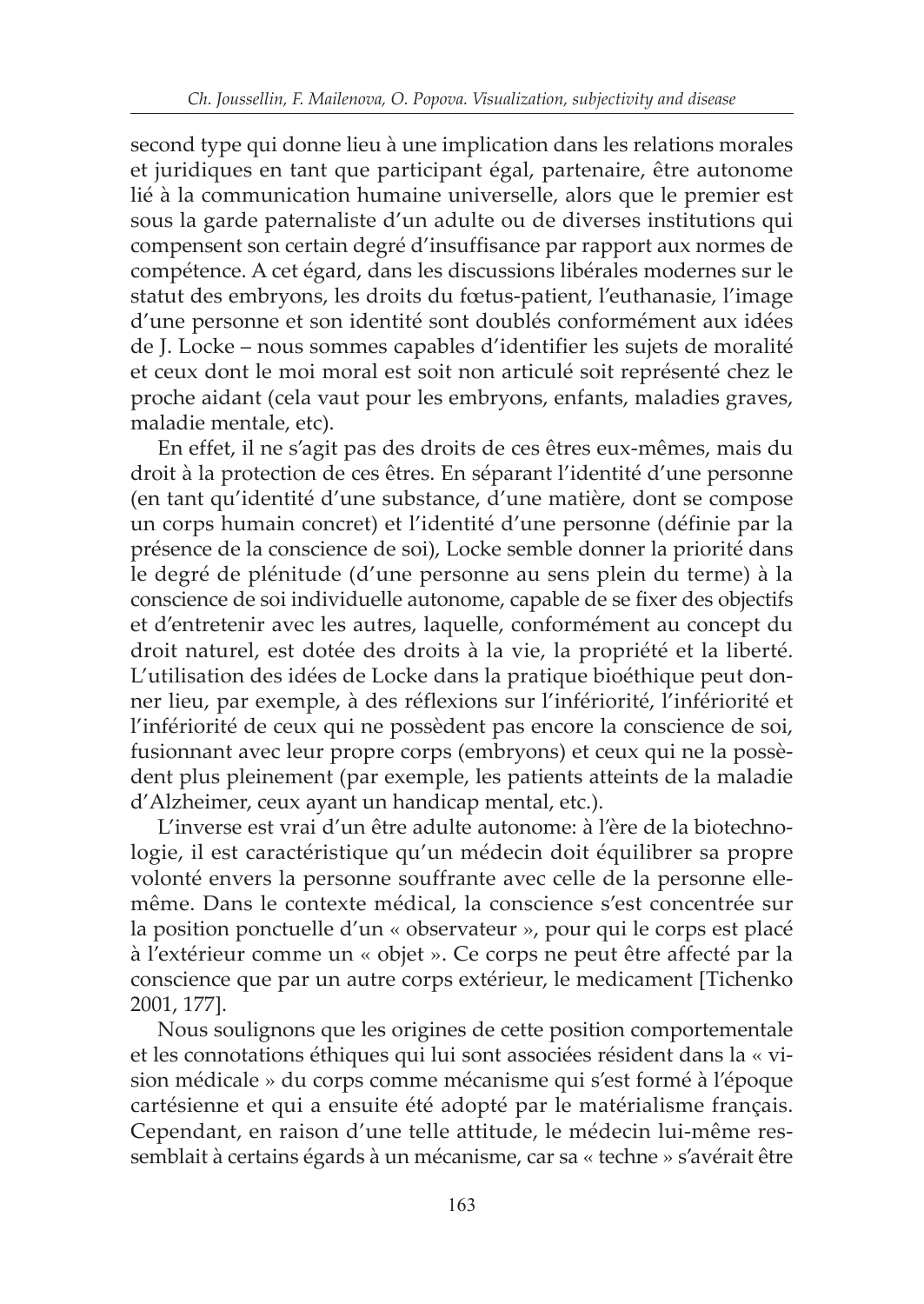second type qui donne lieu à une implication dans les relations morales et juridiques en tant que participant égal, partenaire, être autonome lié à la communication humaine universelle, alors que le premier est sous la garde paternaliste d'un adulte ou de diverses institutions qui compensent son certain degré d'insuffisance par rapport aux normes de compétence. A cet égard, dans les discussions libérales modernes sur le statut des embryons, les droits du fœtus-patient, l'euthanasie, l'image d'une personne et son identité sont doublés conformément aux idées de J. Locke – nous sommes capables d'identifier les sujets de moralité et ceux dont le moi moral est soit non articulé soit représenté chez le proche aidant (cela vaut pour les embryons, enfants, maladies graves, maladie mentale, etc).

En effet, il ne s'agit pas des droits de ces êtres eux-mêmes, mais du droit à la protection de ces êtres. En séparant l'identité d'une personne (en tant qu'identité d'une substance, d'une matière, dont se compose un corps humain concret) et l'identité d'une personne (définie par la présence de la conscience de soi), Locke semble donner la priorité dans le degré de plénitude (d'une personne au sens plein du terme) à la conscience de soi individuelle autonome, capable de se fixer des objectifs et d'entretenir avec les autres, laquelle, conformément au concept du droit naturel, est dotée des droits à la vie, la propriété et la liberté. L'utilisation des idées de Locke dans la pratique bioéthique peut donner lieu, par exemple, à des réflexions sur l'infériorité, l'infériorité et l'infériorité de ceux qui ne possèdent pas encore la conscience de soi, fusionnant avec leur propre corps (embryons) et ceux qui ne la possèdent plus pleinement (par exemple, les patients atteints de la maladie d'Alzheimer, ceux ayant un handicap mental, etc.).

L'inverse est vrai d'un être adulte autonome: à l'ère de la biotechnologie, il est caractéristique qu'un médecin doit équilibrer sa propre volonté envers la personne souffrante avec celle de la personne elle-même. Dans le contexte médical, la conscience s'est concentrée sur la position ponctuelle d'un « observateur », pour qui le corps est placé à l'extérieur comme un « objet ». Ce corps ne peut être affecté par la conscience que par un autre corps extérieur, le medicament [Tichenko 2001, 177].

Nous soulignons que les origines de cette position comportementale et les connotations éthiques qui lui sont associées résident dans la « vision médicale » du corps comme mécanisme qui s'est formé à l'époque cartésienne et qui a ensuite été adopté par le matérialisme français. Cependant, en raison d'une telle attitude, le médecin lui-même ressemblait à certains égards à un mécanisme, car sa « techne » s'avérait être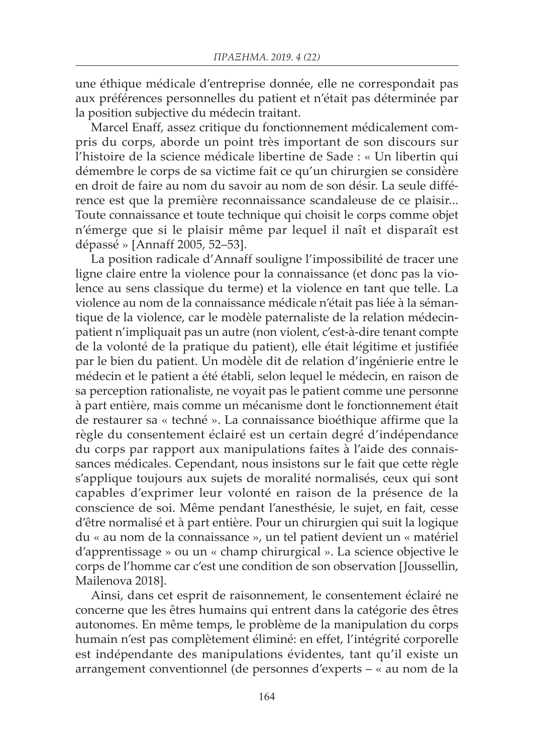une éthique médicale d'entreprise donnée, elle ne correspondait pas aux préférences personnelles du patient et n'était pas déterminée par la position subjective du médecin traitant.

Marcel Enaff, assez critique du fonctionnement médicalement compris du corps, aborde un point très important de son discours sur l'histoire de la science médicale libertine de Sade : « Un libertin qui démembre le corps de sa victime fait ce qu'un chirurgien se considère en droit de faire au nom du savoir au nom de son désir. La seule différence est que la première reconnaissance scandaleuse de ce plaisir... Toute connaissance et toute technique qui choisit le corps comme objet n'émerge que si le plaisir même par lequel il naît et disparaît est dépassé » [Annaff 2005, 52–53].

La position radicale d'Annaff souligne l'impossibilité de tracer une ligne claire entre la violence pour la connaissance (et donc pas la violence au sens classique du terme) et la violence en tant que telle. La violence au nom de la connaissance médicale n'était pas liée à la sémantique de la violence, car le modèle paternaliste de la relation médecin-patient n'impliquait pas un autre (non violent, c'est-à-dire tenant compte de la volonté de la pratique du patient), elle était légitime et justifiée par le bien du patient. Un modèle dit de relation d'ingénierie entre le médecin et le patient a été établi, selon lequel le médecin, en raison de sa perception rationaliste, ne voyait pas le patient comme une personne à part entière, mais comme un mécanisme dont le fonctionnement était de restaurer sa « techné ». La connaissance bioéthique affirme que la règle du consentement éclairé est un certain degré d'indépendance du corps par rapport aux manipulations faites à l'aide des connaissances médicales. Cependant, nous insistons sur le fait que cette règle s'applique toujours aux sujets de moralité normalisés, ceux qui sont capables d'exprimer leur volonté en raison de la présence de la conscience de soi. Même pendant l'anesthésie, le sujet, en fait, cesse d'être normalisé et à part entière. Pour un chirurgien qui suit la logique du « au nom de la connaissance », un tel patient devient un « matériel d'apprentissage » ou un « champ chirurgical ». La science objective le corps de l'homme car c'est une condition de son observation [Joussellin, Mailenova 2018].

Ainsi, dans cet esprit de raisonnement, le consentement éclairé ne concerne que les êtres humains qui entrent dans la catégorie des êtres autonomes. En même temps, le problème de la manipulation du corps humain n'est pas complètement éliminé: en effet, l'intégrité corporelle est indépendante des manipulations évidentes, tant qu'il existe un arrangement conventionnel (de personnes d'experts – « au nom de la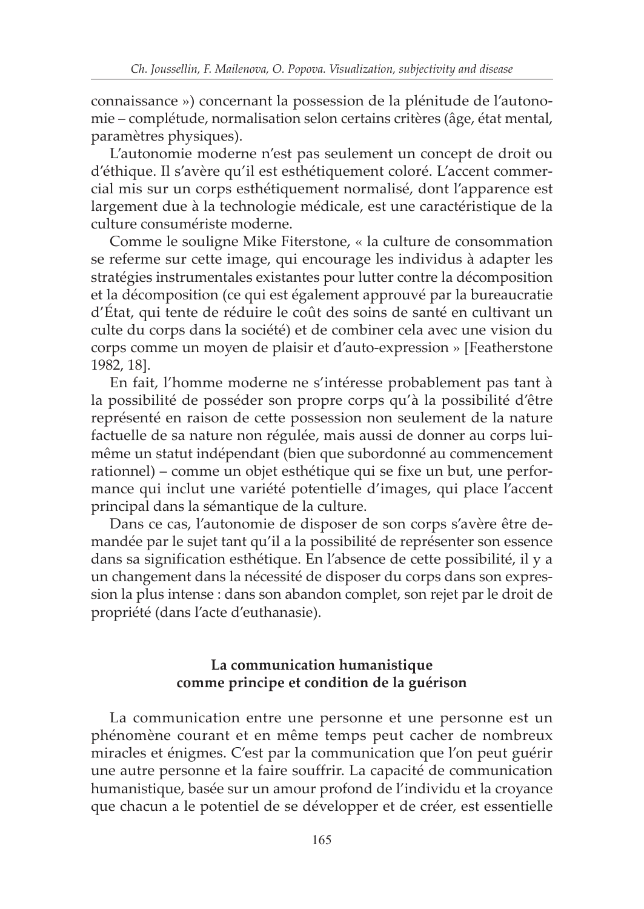connaissance ») concernant la possession de la plénitude de l'autonomie – complétude, normalisation selon certains critères (âge, état mental, paramètres physiques).

L'autonomie moderne n'est pas seulement un concept de droit ou d'éthique. Il s'avère qu'il est esthétiquement coloré. L'accent commercial mis sur un corps esthétiquement normalisé, dont l'apparence est largement due à la technologie médicale, est une caractéristique de la culture consumériste moderne.

Comme le souligne Mike Fiterstone, « la culture de consommation se referme sur cette image, qui encourage les individus à adapter les stratégies instrumentales existantes pour lutter contre la décomposition et la décomposition (ce qui est également approuvé par la bureaucratie d'État, qui tente de réduire le coût des soins de santé en cultivant un culte du corps dans la société) et de combiner cela avec une vision du corps comme un moyen de plaisir et d'auto-expression » [Featherstone 1982, 18].

En fait, l'homme moderne ne s'intéresse probablement pas tant à la possibilité de posséder son propre corps qu'à la possibilité d'être représenté en raison de cette possession non seulement de la nature factuelle de sa nature non régulée, mais aussi de donner au corps lui-même un statut indépendant (bien que subordonné au commencement rationnel) – comme un objet esthétique qui se fixe un but, une performance qui inclut une variété potentielle d'images, qui place l'accent principal dans la sémantique de la culture.

Dans ce cas, l'autonomie de disposer de son corps s'avère être demandée par le sujet tant qu'il a la possibilité de représenter son essence dans sa signification esthétique. En l'absence de cette possibilité, il y a un changement dans la nécessité de disposer du corps dans son expression la plus intense : dans son abandon complet, son rejet par le droit de propriété (dans l'acte d'euthanasie).

## La communication humanistique comme principe et condition de la guérison

La communication entre une personne et une personne est un phénomène courant et en même temps peut cacher de nombreux miracles et énigmes. C'est par la communication que l'on peut guérir une autre personne et la faire souffrir. La capacité de communication humanistique, basée sur un amour profond de l'individu et la croyance que chacun a le potentiel de se développer et de créer, est essentielle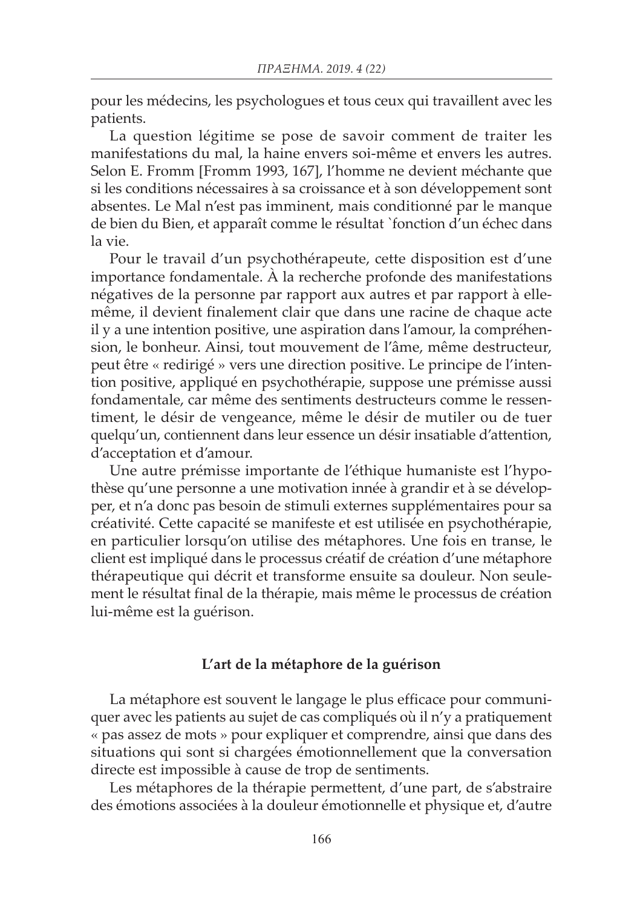pour les médecins, les psychologues et tous ceux qui travaillent avec les patients.

La question légitime se pose de savoir comment de traiter les manifestations du mal, la haine envers soi-même et envers les autres. Selon E. Fromm [Fromm 1993, 167], l'homme ne devient méchante que si les conditions nécessaires à sa croissance et à son développement sont absentes. Le Mal n'est pas imminent, mais conditionné par le manque de bien du Bien, et apparaît comme le résultat `fonction d'un échec dans la vie.

Pour le travail d'un psychothérapeute, cette disposition est d'une importance fondamentale. À la recherche profonde des manifestations négatives de la personne par rapport aux autres et par rapport à elle-même, il devient finalement clair que dans une racine de chaque acte il y a une intention positive, une aspiration dans l'amour, la compréhension, le bonheur. Ainsi, tout mouvement de l'âme, même destructeur, peut être « redirigé » vers une direction positive. Le principe de l'intention positive, appliqué en psychothérapie, suppose une prémisse aussi fondamentale, car même des sentiments destructeurs comme le ressentiment, le désir de vengeance, même le désir de mutiler ou de tuer quelqu'un, contiennent dans leur essence un désir insatiable d'attention, d'acceptation et d'amour.

Une autre prémisse importante de l'éthique humaniste est l'hypothèse qu'une personne a une motivation innée à grandir et à se développer, et n'a donc pas besoin de stimuli externes supplémentaires pour sa créativité. Cette capacité se manifeste et est utilisée en psychothérapie, en particulier lorsqu'on utilise des métaphores. Une fois en transe, le client est impliqué dans le processus créatif de création d'une métaphore thérapeutique qui décrit et transforme ensuite sa douleur. Non seulement le résultat final de la thérapie, mais même le processus de création lui-même est la guérison.

## L'art de la métaphore de la guérison

La métaphore est souvent le langage le plus efficace pour communiquer avec les patients au sujet de cas compliqués où il n'y a pratiquement « pas assez de mots » pour expliquer et comprendre, ainsi que dans des situations qui sont si chargées émotionnellement que la conversation directe est impossible à cause de trop de sentiments.

Les métaphores de la thérapie permettent, d'une part, de s'abstraire des émotions associées à la douleur émotionnelle et physique et, d'autre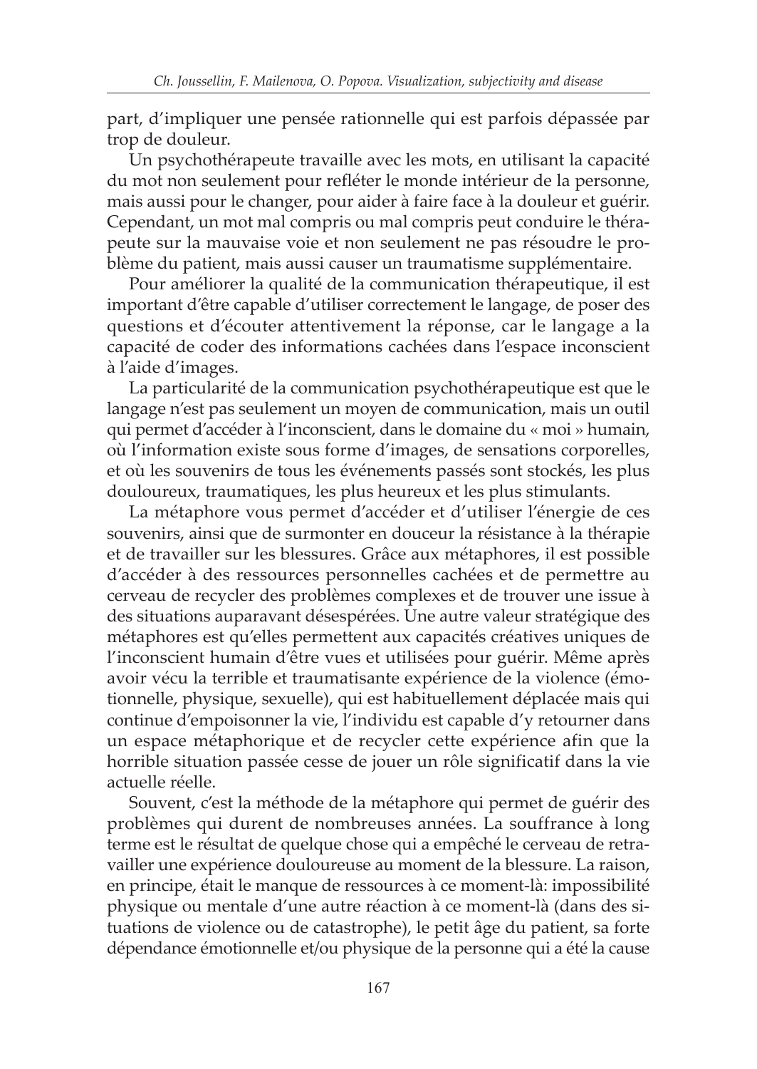part, d'impliquer une pensée rationnelle qui est parfois dépassée par trop de douleur.

Un psychothérapeute travaille avec les mots, en utilisant la capacité du mot non seulement pour refléter le monde intérieur de la personne, mais aussi pour le changer, pour aider à faire face à la douleur et guérir. Cependant, un mot mal compris ou mal compris peut conduire le thérapeute sur la mauvaise voie et non seulement ne pas résoudre le problème du patient, mais aussi causer un traumatisme supplémentaire.

Pour améliorer la qualité de la communication thérapeutique, il est important d'être capable d'utiliser correctement le langage, de poser des questions et d'écouter attentivement la réponse, car le langage a la capacité de coder des informations cachées dans l'espace inconscient à l'aide d'images.

La particularité de la communication psychothérapeutique est que le langage n'est pas seulement un moyen de communication, mais un outil qui permet d'accéder à l'inconscient, dans le domaine du « moi » humain, où l'information existe sous forme d'images, de sensations corporelles, et où les souvenirs de tous les événements passés sont stockés, les plus douloureux, traumatiques, les plus heureux et les plus stimulants.

La métaphore vous permet d'accéder et d'utiliser l'énergie de ces souvenirs, ainsi que de surmonter en douceur la résistance à la thérapie et de travailler sur les blessures. Grâce aux métaphores, il est possible d'accéder à des ressources personnelles cachées et de permettre au cerveau de recycler des problèmes complexes et de trouver une issue à des situations auparavant désespérées. Une autre valeur stratégique des métaphores est qu'elles permettent aux capacités créatives uniques de l'inconscient humain d'être vues et utilisées pour guérir. Même après avoir vécu la terrible et traumatisante expérience de la violence (émotionnelle, physique, sexuelle), qui est habituellement déplacée mais qui continue d'empoisonner la vie, l'individu est capable d'y retourner dans un espace métaphorique et de recycler cette expérience afin que la horrible situation passée cesse de jouer un rôle significatif dans la vie actuelle réelle.

Souvent, c'est la méthode de la métaphore qui permet de guérir des problèmes qui durent de nombreuses années. La souffrance à long terme est le résultat de quelque chose qui a empêché le cerveau de retravailler une expérience douloureuse au moment de la blessure. La raison, en principe, était le manque de ressources à ce moment-là: impossibilité physique ou mentale d'une autre réaction à ce moment-là (dans des situations de violence ou de catastrophe), le petit âge du patient, sa forte dépendance émotionnelle et/ou physique de la personne qui a été la cause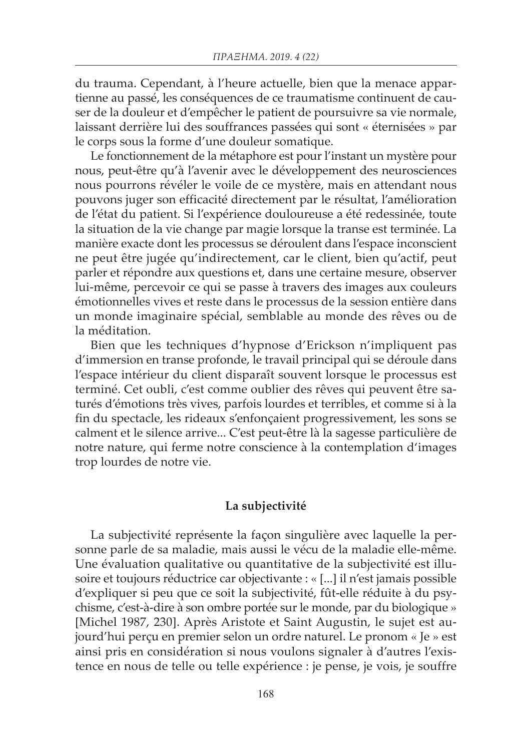du trauma. Cependant, à l'heure actuelle, bien que la menace appartienne au passé, les conséquences de ce traumatisme continuent de causer de la douleur et d'empêcher le patient de poursuivre sa vie normale, laissant derrière lui des souffrances passées qui sont « éternisées » par le corps sous la forme d'une douleur somatique.

Le fonctionnement de la métaphore est pour l'instant un mystère pour nous, peut-être qu'à l'avenir avec le développement des neurosciences nous pourrons révéler le voile de ce mystère, mais en attendant nous pouvons juger son efficacité directement par le résultat, l'amélioration de l'état du patient. Si l'expérience douloureuse a été redessinée, toute la situation de la vie change par magie lorsque la transe est terminée. La manière exacte dont les processus se déroulent dans l'espace inconscient ne peut être jugée qu'indirectement, car le client, bien qu'actif, peut parler et répondre aux questions et, dans une certaine mesure, observer lui-même, percevoir ce qui se passe à travers des images aux couleurs émotionnelles vives et reste dans le processus de la session entière dans un monde imaginaire spécial, semblable au monde des rêves ou de la méditation.

Bien que les techniques d'hypnose d'Erickson n'impliquent pas d'immersion en transe profonde, le travail principal qui se déroule dans l'espace intérieur du client disparaît souvent lorsque le processus est terminé. Cet oubli, c'est comme oublier des rêves qui peuvent être saturés d'émotions très vives, parfois lourdes et terribles, et comme si à la fin du spectacle, les rideaux s'enfonçaient progressivement, les sons se calment et le silence arrive... C'est peut-être là la sagesse particulière de notre nature, qui ferme notre conscience à la contemplation d'images trop lourdes de notre vie.

## La subjectivité

La subjectivité représente la façon singulière avec laquelle la personne parle de sa maladie, mais aussi le vécu de la maladie elle-même. Une évaluation qualitative ou quantitative de la subjectivité est illusoire et toujours réductrice car objectivante : « [...] il n'est jamais possible d'expliquer si peu que ce soit la subjectivité, fût-elle réduite à du psychisme, c'est-à-dire à son ombre portée sur le monde, par du biologique » [Michel 1987, 230]. Après Aristote et Saint Augustin, le sujet est aujourd'hui perçu en premier selon un ordre naturel. Le pronom « Je » est ainsi pris en considération si nous voulons signaler à d'autres l'existence en nous de telle ou telle expérience : je pense, je vois, je souffre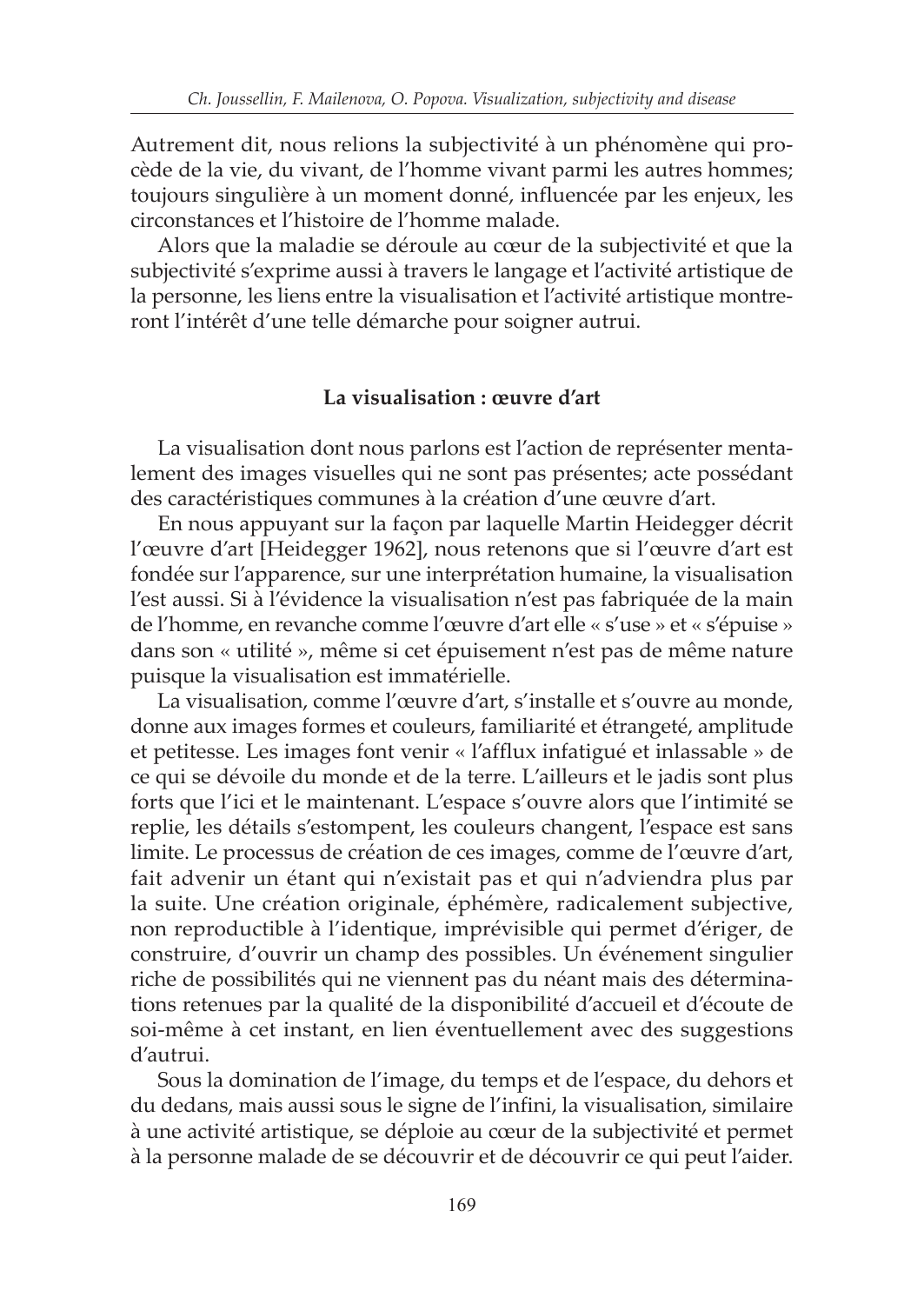Autrement dit, nous relions la subjectivité à un phénomène qui procède de la vie, du vivant, de l'homme vivant parmi les autres hommes; toujours singulière à un moment donné, influencée par les enjeux, les circonstances et l'histoire de l'homme malade.

Alors que la maladie se déroule au cœur de la subjectivité et que la subjectivité s'exprime aussi à travers le langage et l'activité artistique de la personne, les liens entre la visualisation et l'activité artistique montreront l'intérêt d'une telle démarche pour soigner autrui.

**La visualisation : œuvre d'art**

La visualisation dont nous parlons est l'action de représenter mentalement des images visuelles qui ne sont pas présentes; acte possédant des caractéristiques communes à la création d'une œuvre d'art.

En nous appuyant sur la façon par laquelle Martin Heidegger décrit l'œuvre d'art [Heidegger 1962], nous retenons que si l'œuvre d'art est fondée sur l'apparence, sur une interprétation humaine, la visualisation l'est aussi. Si à l'évidence la visualisation n'est pas fabriquée de la main de l'homme, en revanche comme l'œuvre d'art elle « s'use » et « s'épuise » dans son « utilité », même si cet épuisement n'est pas de même nature puisque la visualisation est immatérielle.

La visualisation, comme l'œuvre d'art, s'installe et s'ouvre au monde, donne aux images formes et couleurs, familiarité et étrangeté, amplitude et petitesse. Les images font venir « l'afflux infatigué et inlassable » de ce qui se dévoile du monde et de la terre. L'ailleurs et le jadis sont plus forts que l'ici et le maintenant. L'espace s'ouvre alors que l'intimité se replie, les détails s'estompent, les couleurs changent, l'espace est sans limite. Le processus de création de ces images, comme de l'œuvre d'art, fait advenir un étant qui n'existait pas et qui n'adviendra plus par la suite. Une création originale, éphémère, radicalement subjective, non reproductible à l'identique, imprévisible qui permet d'ériger, de construire, d'ouvrir un champ des possibles. Un événement singulier riche de possibilités qui ne viennent pas du néant mais des déterminations retenues par la qualité de la disponibilité d'accueil et d'écoute de soi-même à cet instant, en lien éventuellement avec des suggestions d'autrui.

Sous la domination de l'image, du temps et de l'espace, du dehors et du dedans, mais aussi sous le signe de l'infini, la visualisation, similaire à une activité artistique, se déploie au cœur de la subjectivité et permet à la personne malade de se découvrir et de découvrir ce qui peut l'aider.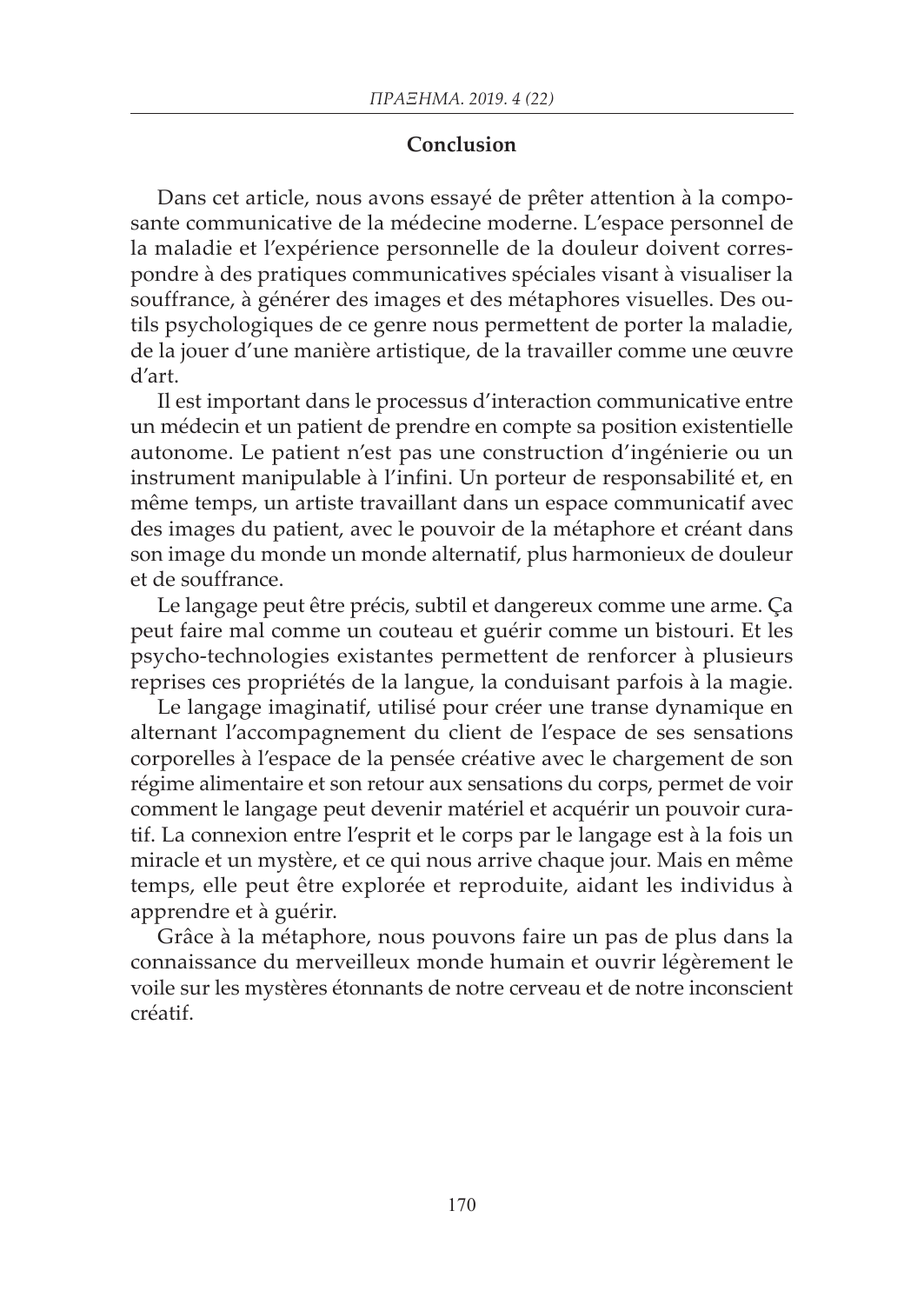## Conclusion

Dans cet article, nous avons essayé de prêter attention à la composante communicative de la médecine moderne. L'espace personnel de la maladie et l'expérience personnelle de la douleur doivent correspondre à des pratiques communicatives spéciales visant à visualiser la souffrance, à générer des images et des métaphores visuelles. Des outils psychologiques de ce genre nous permettent de porter la maladie, de la jouer d'une manière artistique, de la travailler comme une œuvre d'art.

Il est important dans le processus d'interaction communicative entre un médecin et un patient de prendre en compte sa position existentielle autonome. Le patient n'est pas une construction d'ingénierie ou un instrument manipulable à l'infini. Un porteur de responsabilité et, en même temps, un artiste travaillant dans un espace communicatif avec des images du patient, avec le pouvoir de la métaphore et créant dans son image du monde un monde alternatif, plus harmonieux de douleur et de souffrance.

Le langage peut être précis, subtil et dangereux comme une arme. Ça peut faire mal comme un couteau et guérir comme un bistouri. Et les psycho-technologies existantes permettent de renforcer à plusieurs reprises ces propriétés de la langue, la conduisant parfois à la magie.

Le langage imaginatif, utilisé pour créer une transe dynamique en alternant l'accompagnement du client de l'espace de ses sensations corporelles à l'espace de la pensée créative avec le chargement de son régime alimentaire et son retour aux sensations du corps, permet de voir comment le langage peut devenir matériel et acquérir un pouvoir curatif. La connexion entre l'esprit et le corps par le langage est à la fois un miracle et un mystère, et ce qui nous arrive chaque jour. Mais en même temps, elle peut être explorée et reproduite, aidant les individus à apprendre et à guérir.

Grâce à la métaphore, nous pouvons faire un pas de plus dans la connaissance du merveilleux monde humain et ouvrir légèrement le voile sur les mystères étonnants de notre cerveau et de notre inconscient créatif.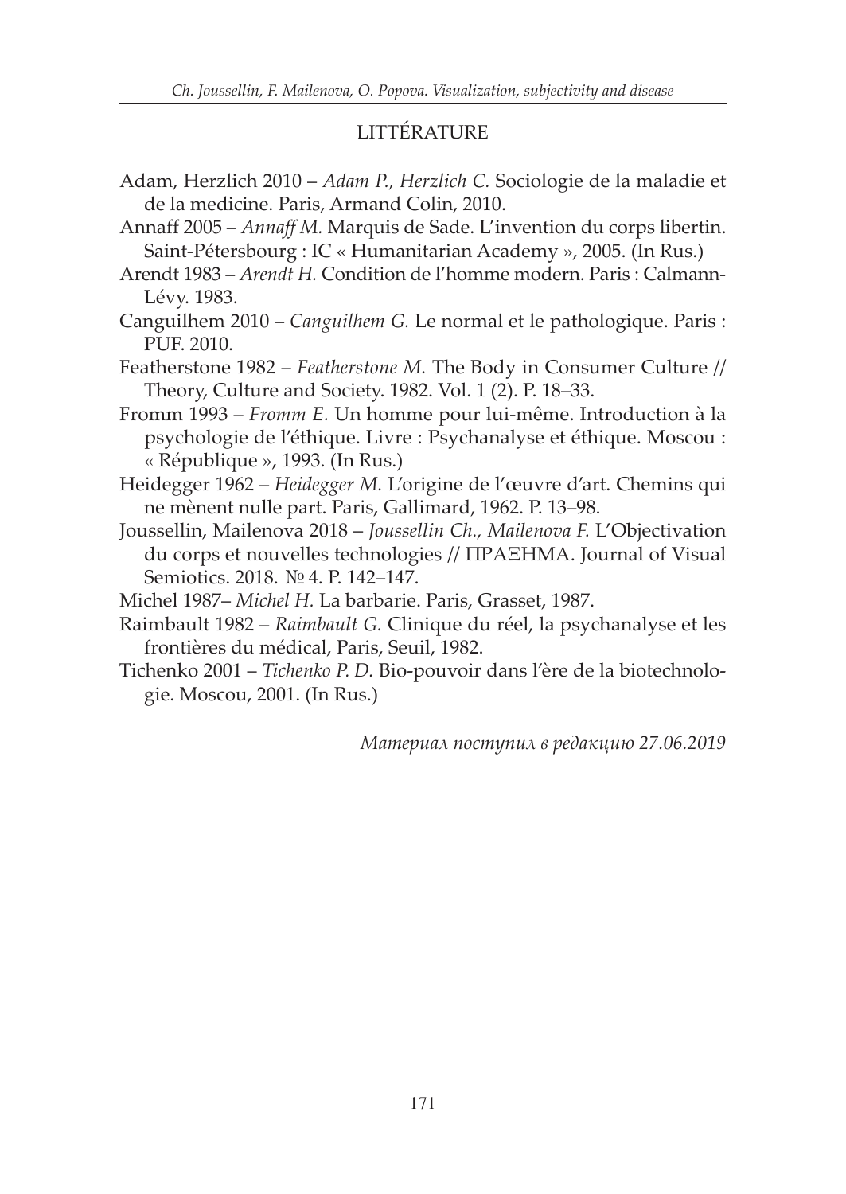## LITTÉRATURE

Adam, Herzlich 2010 – *Adam P., Herzlich C.* Sociologie de la maladie et de la medicine. Paris, Armand Colin, 2010.

Annaff 2005 – *Annaff M.* Marquis de Sade. L'invention du corps libertin. Saint-Pétersbourg : IC « Humanitarian Academy », 2005. (In Rus.)

Arendt 1983 – *Arendt H.* Condition de l'homme modern. Paris : Calmann-Lévy. 1983.

Canguilhem 2010 – *Canguilhem G.* Le normal et le pathologique. Paris : PUF. 2010.

Featherstone 1982 – *Featherstone M.* The Body in Consumer Culture // Theory, Culture and Society. 1982. Vol. 1 (2). P. 18–33.

Fromm 1993 – *Fromm E.* Un homme pour lui-même. Introduction à la psychologie de l'éthique. Livre : Psychanalyse et éthique. Moscou : « République », 1993. (In Rus.)

Heidegger 1962 – *Heidegger M.* L'origine de l'œuvre d'art. Chemins qui ne mènent nulle part. Paris, Gallimard, 1962. P. 13–98.

Joussellin, Mailenova 2018 – *Joussellin Ch., Mailenova F.* L'Objectivation du corps et nouvelles technologies // ΠΡΑΞΗΜΑ. Journal of Visual Semiotics. 2018. № 4. P. 142–147.

Michel 1987– *Michel H.* La barbarie. Paris, Grasset, 1987.

Raimbault 1982 – *Raimbault G.* Clinique du réel, la psychanalyse et les frontières du médical, Paris, Seuil, 1982.

Tichenko 2001 – *Tichenko P. D.* Bio-pouvoir dans l'ère de la biotechnologie. Moscou, 2001. (In Rus.)

*Материал поступил в редакцию 27.06.2019*